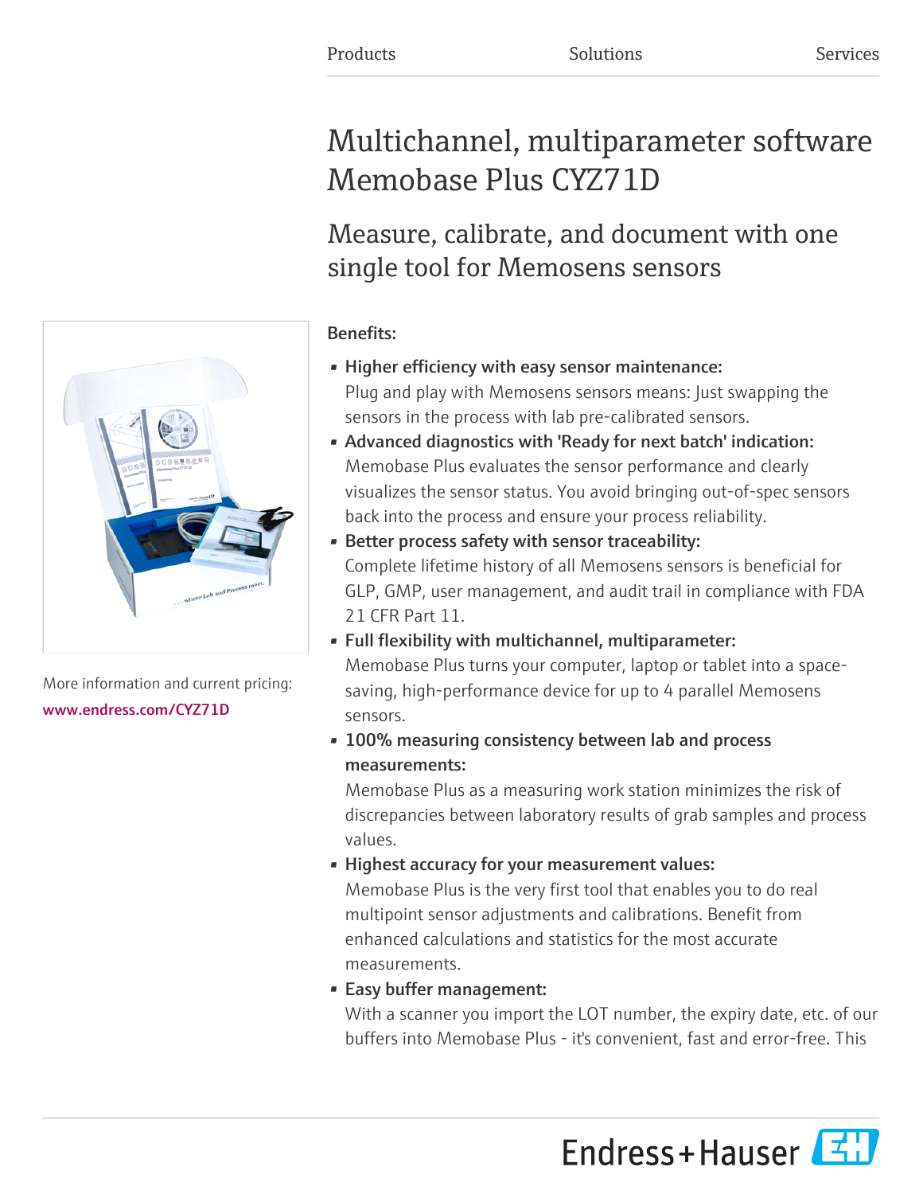Products Solutions Services

# Multichannel, multiparameter software Memobase Plus CYZ71D

## Measure, calibrate, and document with one single tool for Memosens sensors

More information and current pricing:
www.endress.com/CYZ71D

**Benefits:**

- **Higher efficiency with easy sensor maintenance:**
  Plug and play with Memosens sensors means: Just swapping the sensors in the process with lab pre-calibrated sensors.
- **Advanced diagnostics with 'Ready for next batch' indication:**
  Memobase Plus evaluates the sensor performance and clearly visualizes the sensor status. You avoid bringing out-of-spec sensors back into the process and ensure your process reliability.
- **Better process safety with sensor traceability:**
  Complete lifetime history of all Memosens sensors is beneficial for GLP, GMP, user management, and audit trail in compliance with FDA 21 CFR Part 11.
- **Full flexibility with multichannel, multiparameter:**
  Memobase Plus turns your computer, laptop or tablet into a space-saving, high-performance device for up to 4 parallel Memosens sensors.
- **100% measuring consistency between lab and process measurements:**
  Memobase Plus as a measuring work station minimizes the risk of discrepancies between laboratory results of grab samples and process values.
- **Highest accuracy for your measurement values:**
  Memobase Plus is the very first tool that enables you to do real multipoint sensor adjustments and calibrations. Benefit from enhanced calculations and statistics for the most accurate measurements.
- **Easy buffer management:**
  With a scanner you import the LOT number, the expiry date, etc. of our buffers into Memobase Plus - it's convenient, fast and error-free. This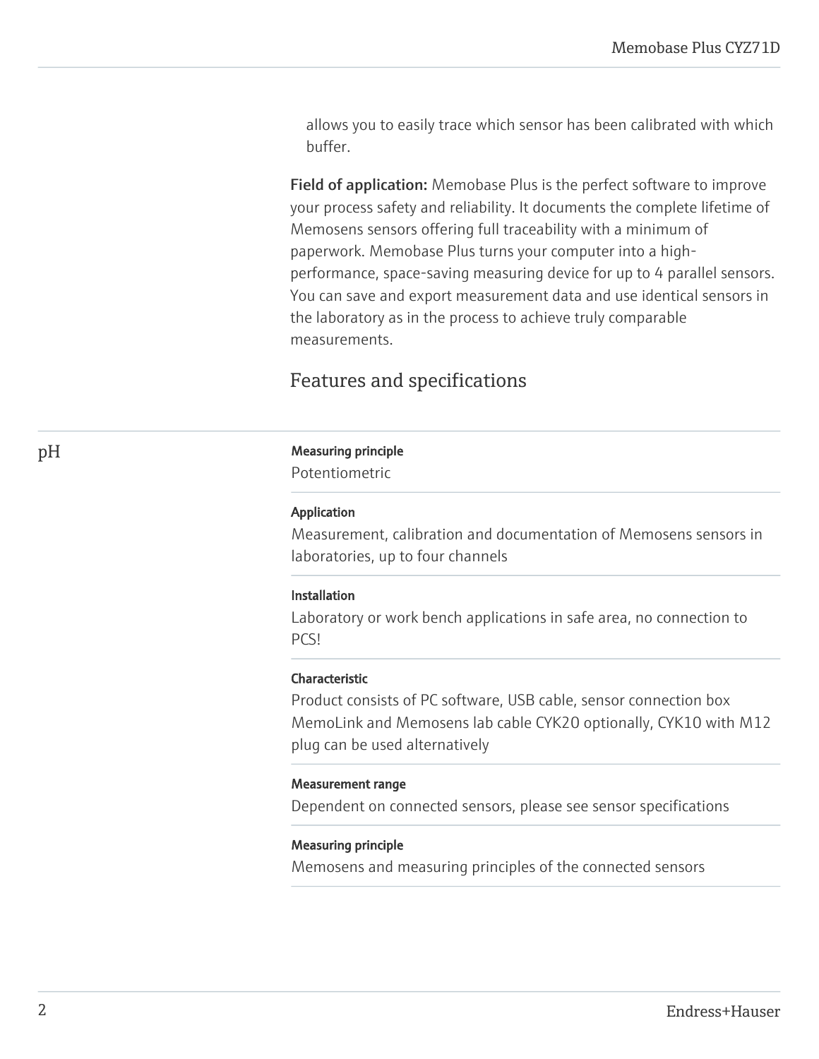allows you to easily trace which sensor has been calibrated with which buffer.

**Field of application:** Memobase Plus is the perfect software to improve your process safety and reliability. It documents the complete lifetime of Memosens sensors offering full traceability with a minimum of paperwork. Memobase Plus turns your computer into a high-performance, space-saving measuring device for up to 4 parallel sensors. You can save and export measurement data and use identical sensors in the laboratory as in the process to achieve truly comparable measurements.

## Features and specifications

### pH

**Measuring principle**

Potentiometric

**Application**

Measurement, calibration and documentation of Memosens sensors in laboratories, up to four channels

**Installation**

Laboratory or work bench applications in safe area, no connection to PCS!

**Characteristic**

Product consists of PC software, USB cable, sensor connection box MemoLink and Memosens lab cable CYK20 optionally, CYK10 with M12 plug can be used alternatively

**Measurement range**

Dependent on connected sensors, please see sensor specifications

**Measuring principle**

Memosens and measuring principles of the connected sensors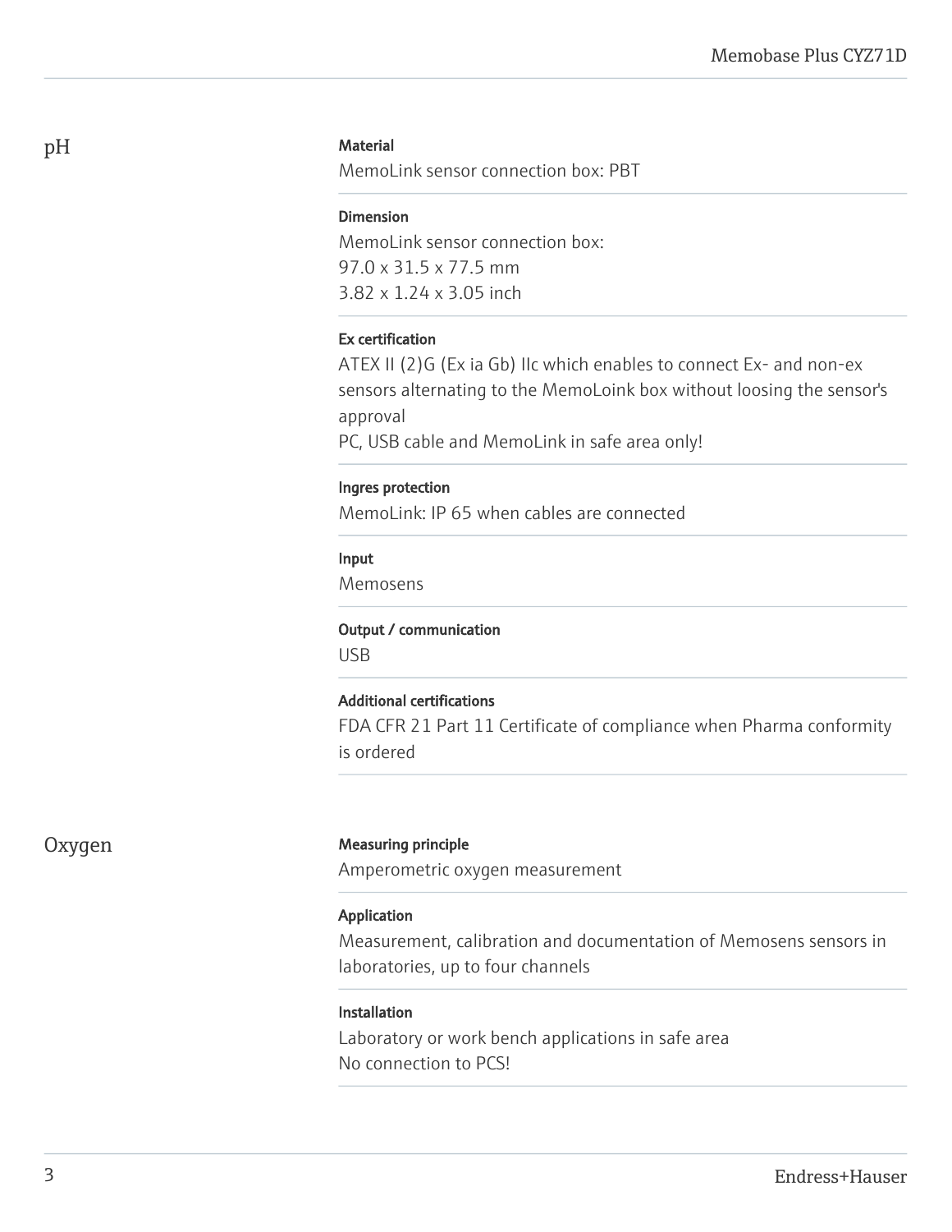## pH

**Material**

MemoLink sensor connection box: PBT

**Dimension**

MemoLink sensor connection box:
97.0 x 31.5 x 77.5 mm
3.82 x 1.24 x 3.05 inch

**Ex certification**

ATEX II (2)G (Ex ia Gb) IIc which enables to connect Ex- and non-ex sensors alternating to the MemoLoink box without loosing the sensor's approval
PC, USB cable and MemoLink in safe area only!

**Ingres protection**

MemoLink: IP 65 when cables are connected

**Input**

Memosens

**Output / communication**

USB

**Additional certifications**

FDA CFR 21 Part 11 Certificate of compliance when Pharma conformity is ordered

## Oxygen

**Measuring principle**

Amperometric oxygen measurement

**Application**

Measurement, calibration and documentation of Memosens sensors in laboratories, up to four channels

**Installation**

Laboratory or work bench applications in safe area
No connection to PCS!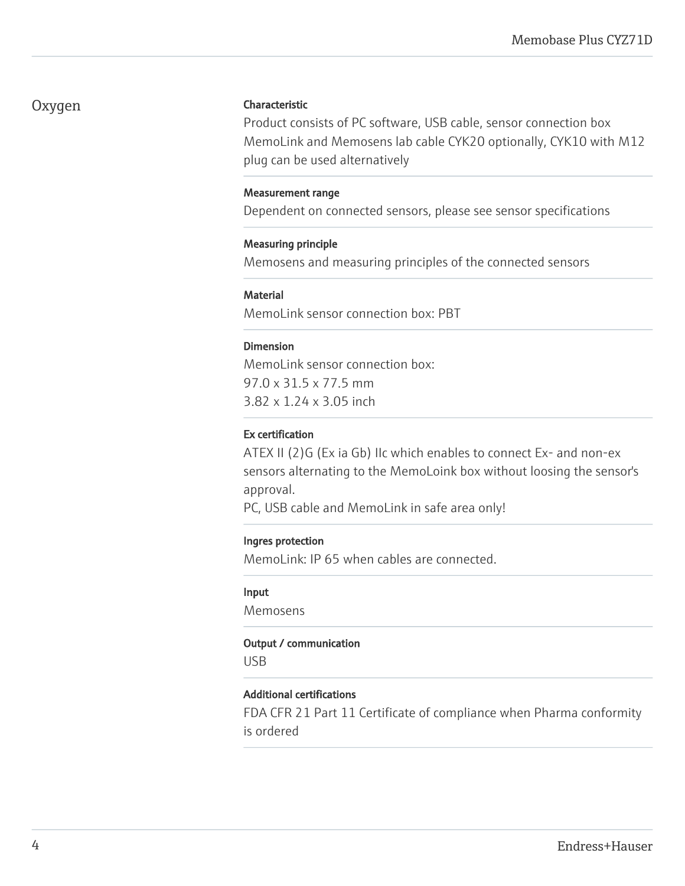## Oxygen

**Characteristic**

Product consists of PC software, USB cable, sensor connection box MemoLink and Memosens lab cable CYK20 optionally, CYK10 with M12 plug can be used alternatively

**Measurement range**

Dependent on connected sensors, please see sensor specifications

**Measuring principle**

Memosens and measuring principles of the connected sensors

**Material**

MemoLink sensor connection box: PBT

**Dimension**

MemoLink sensor connection box:
97.0 x 31.5 x 77.5 mm
3.82 x 1.24 x 3.05 inch

**Ex certification**

ATEX II (2)G (Ex ia Gb) IIc which enables to connect Ex- and non-ex sensors alternating to the MemoLoink box without loosing the sensor's approval.
PC, USB cable and MemoLink in safe area only!

**Ingres protection**

MemoLink: IP 65 when cables are connected.

**Input**

Memosens

**Output / communication**

USB

**Additional certifications**

FDA CFR 21 Part 11 Certificate of compliance when Pharma conformity is ordered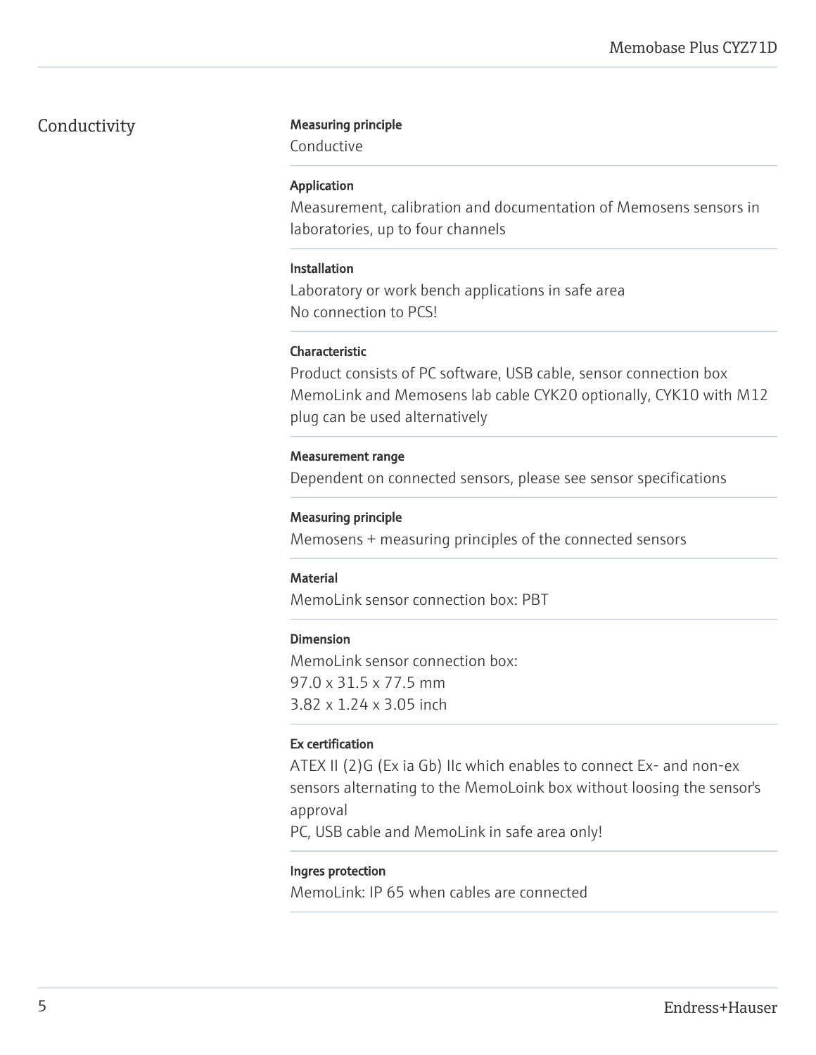## Conductivity

**Measuring principle**

Conductive

**Application**

Measurement, calibration and documentation of Memosens sensors in laboratories, up to four channels

**Installation**

Laboratory or work bench applications in safe area
No connection to PCS!

**Characteristic**

Product consists of PC software, USB cable, sensor connection box MemoLink and Memosens lab cable CYK20 optionally, CYK10 with M12 plug can be used alternatively

**Measurement range**

Dependent on connected sensors, please see sensor specifications

**Measuring principle**

Memosens + measuring principles of the connected sensors

**Material**

MemoLink sensor connection box: PBT

**Dimension**

MemoLink sensor connection box:
97.0 x 31.5 x 77.5 mm
3.82 x 1.24 x 3.05 inch

**Ex certification**

ATEX II (2)G (Ex ia Gb) IIc which enables to connect Ex- and non-ex sensors alternating to the MemoLoink box without loosing the sensor's approval
PC, USB cable and MemoLink in safe area only!

**Ingres protection**

MemoLink: IP 65 when cables are connected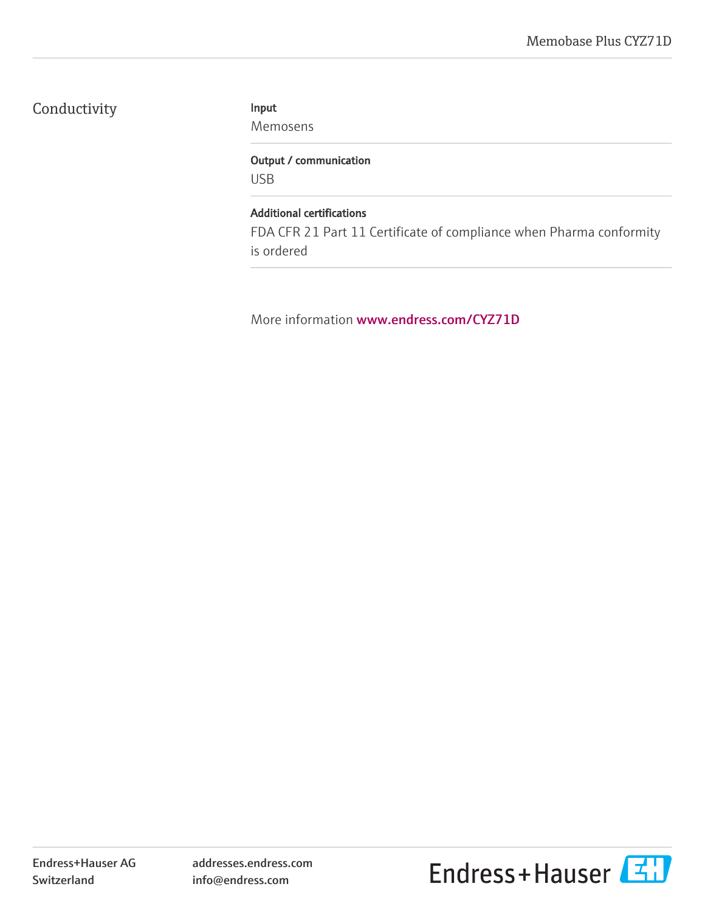## Conductivity

**Input**

Memosens

**Output / communication**

USB

**Additional certifications**

FDA CFR 21 Part 11 Certificate of compliance when Pharma conformity is ordered

More information **www.endress.com/CYZ71D**

Endress+Hauser AG
Switzerland

addresses.endress.com
info@endress.com

Endress+Hauser